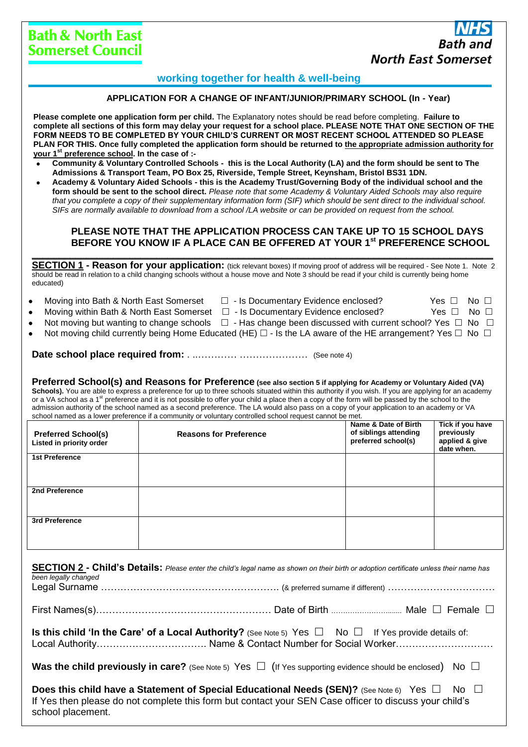**Bath & North East Somerset Council**

**NHS Bath and North East Somerset**

**working together for health & well-being**

## APPLICATION FOR A CHANGE OF INFANT/JUNIOR/PRIMARY SCHOOL (In - Year)

**Please complete one application form per child.** The Explanatory notes should be read before completing. **Failure to complete all sections of this form may delay your request for a school place. PLEASE NOTE THAT ONE SECTION OF THE FORM NEEDS TO BE COMPLETED BY YOUR CHILD'S CURRENT OR MOST RECENT SCHOOL ATTENDED SO PLEASE PLAN FOR THIS. Once fully completed the application form should be returned to <u>the appropriate admission authority for your 1st preference school</u>. In the case of :-**

- **Community & Voluntary Controlled Schools - this is the Local Authority (LA) and the form should be sent to The Admissions & Transport Team, PO Box 25, Riverside, Temple Street, Keynsham, Bristol BS31 1DN.**
- **Academy & Voluntary Aided Schools - this is the Academy Trust/Governing Body of the individual school and the form should be sent to the school direct.** *Please note that some Academy & Voluntary Aided Schools may also require that you complete a copy of their supplementary information form (SIF) which should be sent direct to the individual school. SIFs are normally available to download from a school /LA website or can be provided on request from the school.*

**PLEASE NOTE THAT THE APPLICATION PROCESS CAN TAKE UP TO 15 SCHOOL DAYS BEFORE YOU KNOW IF A PLACE CAN BE OFFERED AT YOUR 1st PREFERENCE SCHOOL**

**<u>SECTION 1</u> - Reason for your application:** (tick relevant boxes) If moving proof of address will be required - See Note 1. Note 2 should be read in relation to a child changing schools without a house move and Note 3 should be read if your child is currently being home educated)

- Moving into Bath & North East Somerset ☐ - Is Documentary Evidence enclosed? Yes ☐ No ☐
- Moving within Bath & North East Somerset ☐ - Is Documentary Evidence enclosed? Yes ☐ No ☐
- Not moving but wanting to change schools ☐ - Has change been discussed with current school? Yes ☐ No ☐
- Not moving child currently being Home Educated (HE) ☐ - Is the LA aware of the HE arrangement? Yes ☐ No ☐

**Date school place required from:** . ..………… ………………… (See note 4)

**Preferred School(s) and Reasons for Preference (see also section 5 if applying for Academy or Voluntary Aided (VA) Schools).** You are able to express a preference for up to three schools situated within this authority if you wish. If you are applying for an academy or a VA school as a 1st preference and it is not possible to offer your child a place then a copy of the form will be passed by the school to the admission authority of the school named as a second preference. The LA would also pass on a copy of your application to an academy or VA school named as a lower preference if a community or voluntary controlled school request cannot be met.

| Preferred School(s) Listed in priority order | Reasons for Preference | Name & Date of Birth of siblings attending preferred school(s) | Tick if you have previously applied & give date when. |
|---|---|---|---|
| 1st Preference | | | |
| 2nd Preference | | | |
| 3rd Preference | | | |

**<u>SECTION 2</u> - Child's Details:** *Please enter the child's legal name as shown on their birth or adoption certificate unless their name has been legally changed*

Legal Surname ……………………………………………… (& preferred surname if different) ……………………………

First Names(s)……………………………………………… Date of Birth ........................... Male ☐ Female ☐

**Is this child 'In the Care' of a Local Authority?** (See Note 5) Yes ☐ No ☐ If Yes provide details of:
Local Authority…………………………… Name & Contact Number for Social Worker…………………………

**Was the child previously in care?** (See Note 5) Yes ☐ (If Yes supporting evidence should be enclosed) No ☐

**Does this child have a Statement of Special Educational Needs (SEN)?** (See Note 6) Yes ☐ No ☐
If Yes then please do not complete this form but contact your SEN Case officer to discuss your child's school placement.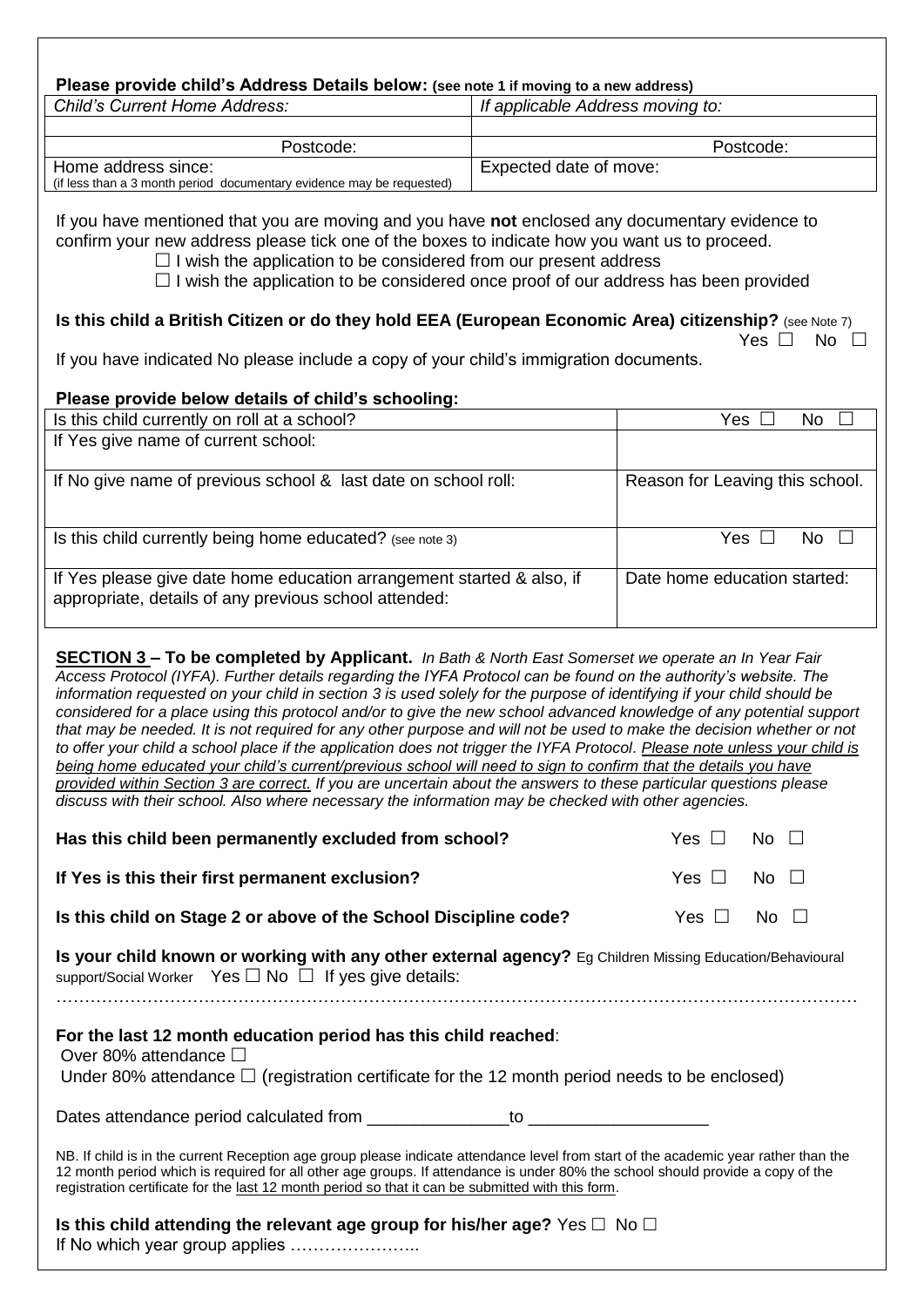**Please provide child's Address Details below:** **(see note 1 if moving to a new address)**

| *Child's Current Home Address:* | *If applicable Address moving to:* |
|---|---|
| | |
| Postcode: | Postcode: |
| Home address since: (if less than a 3 month period documentary evidence may be requested) | Expected date of move: |

If you have mentioned that you are moving and you have **not** enclosed any documentary evidence to confirm your new address please tick one of the boxes to indicate how you want us to proceed.

☐ I wish the application to be considered from our present address
☐ I wish the application to be considered once proof of our address has been provided

**Is this child a British Citizen or do they hold EEA (European Economic Area) citizenship?** (see Note 7) Yes ☐ No ☐

If you have indicated No please include a copy of your child's immigration documents.

**Please provide below details of child's schooling:**

| | |
|---|---|
| Is this child currently on roll at a school? | Yes ☐ No ☐ |
| If Yes give name of current school: | |
| If No give name of previous school & last date on school roll: | Reason for Leaving this school. |
| Is this child currently being home educated? (see note 3) | Yes ☐ No ☐ |
| If Yes please give date home education arrangement started & also, if appropriate, details of any previous school attended: | Date home education started: |

**SECTION 3 – To be completed by Applicant.** *In Bath & North East Somerset we operate an In Year Fair Access Protocol (IYFA). Further details regarding the IYFA Protocol can be found on the authority's website. The information requested on your child in section 3 is used solely for the purpose of identifying if your child should be considered for a place using this protocol and/or to give the new school advanced knowledge of any potential support that may be needed. It is not required for any other purpose and will not be used to make the decision whether or not to offer your child a school place if the application does not trigger the IYFA Protocol. Please note unless your child is being home educated your child's current/previous school will need to sign to confirm that the details you have provided within Section 3 are correct. If you are uncertain about the answers to these particular questions please discuss with their school. Also where necessary the information may be checked with other agencies.*

**Has this child been permanently excluded from school?** Yes ☐ No ☐

**If Yes is this their first permanent exclusion?** Yes ☐ No ☐

**Is this child on Stage 2 or above of the School Discipline code?** Yes ☐ No ☐

**Is your child known or working with any other external agency?** Eg Children Missing Education/Behavioural support/Social Worker Yes ☐ No ☐ If yes give details:

………………………………………………………………………………………………………………………………

**For the last 12 month education period has this child reached**:

Over 80% attendance ☐
Under 80% attendance ☐ (registration certificate for the 12 month period needs to be enclosed)

Dates attendance period calculated from _______________to ___________________

NB. If child is in the current Reception age group please indicate attendance level from start of the academic year rather than the 12 month period which is required for all other age groups. If attendance is under 80% the school should provide a copy of the registration certificate for the last 12 month period so that it can be submitted with this form.

**Is this child attending the relevant age group for his/her age?** Yes ☐ No ☐
If No which year group applies …………………..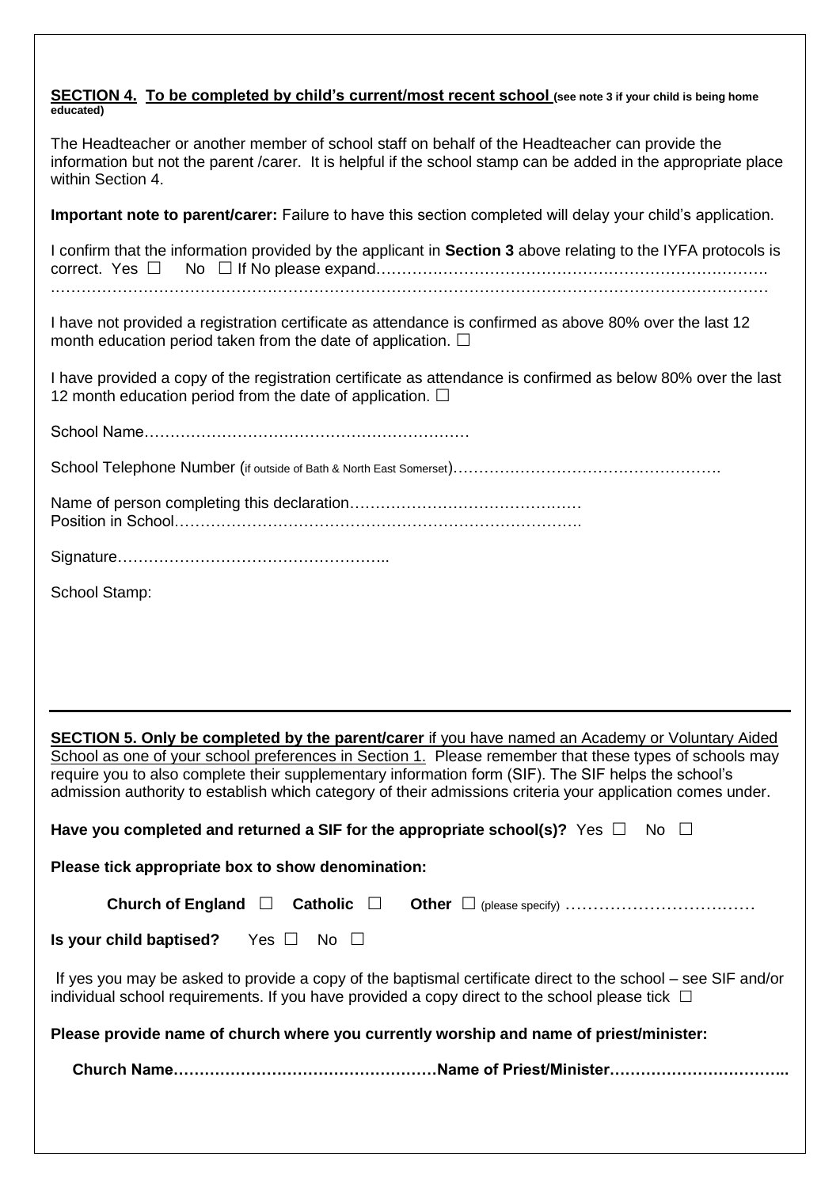**SECTION 4. <u>To be completed by child's current/most recent school</u>** **(see note 3 if your child is being home educated)**

The Headteacher or another member of school staff on behalf of the Headteacher can provide the information but not the parent /carer. It is helpful if the school stamp can be added in the appropriate place within Section 4.

**Important note to parent/carer:** Failure to have this section completed will delay your child's application.

I confirm that the information provided by the applicant in **Section 3** above relating to the IYFA protocols is correct. Yes ☐ No ☐ If No please expand……………………………………………………………………
……………………………………………………………………………………………………………………

I have not provided a registration certificate as attendance is confirmed as above 80% over the last 12 month education period taken from the date of application. ☐

I have provided a copy of the registration certificate as attendance is confirmed as below 80% over the last 12 month education period from the date of application. ☐

School Name………………………………………………………

School Telephone Number (if outside of Bath & North East Somerset)…………………………………………….

Name of person completing this declaration…………………………………….
Position in School…………………………………………………………………….

Signature……………………………………………..

School Stamp:

---

**<u>SECTION 5. Only be completed by the parent/carer</u>** <u>if you have named an Academy or Voluntary Aided School as one of your school preferences in Section 1.</u> Please remember that these types of schools may require you to also complete their supplementary information form (SIF). The SIF helps the school's admission authority to establish which category of their admissions criteria your application comes under.

**Have you completed and returned a SIF for the appropriate school(s)?** Yes ☐ No ☐

**Please tick appropriate box to show denomination:**

**Church of England** ☐ **Catholic** ☐ **Other** ☐ (please specify) ……………………………

**Is your child baptised?** Yes ☐ No ☐

If yes you may be asked to provide a copy of the baptismal certificate direct to the school – see SIF and/or individual school requirements. If you have provided a copy direct to the school please tick ☐

**Please provide name of church where you currently worship and name of priest/minister:**

**Church Name……………………………………………Name of Priest/Minister……………………………..**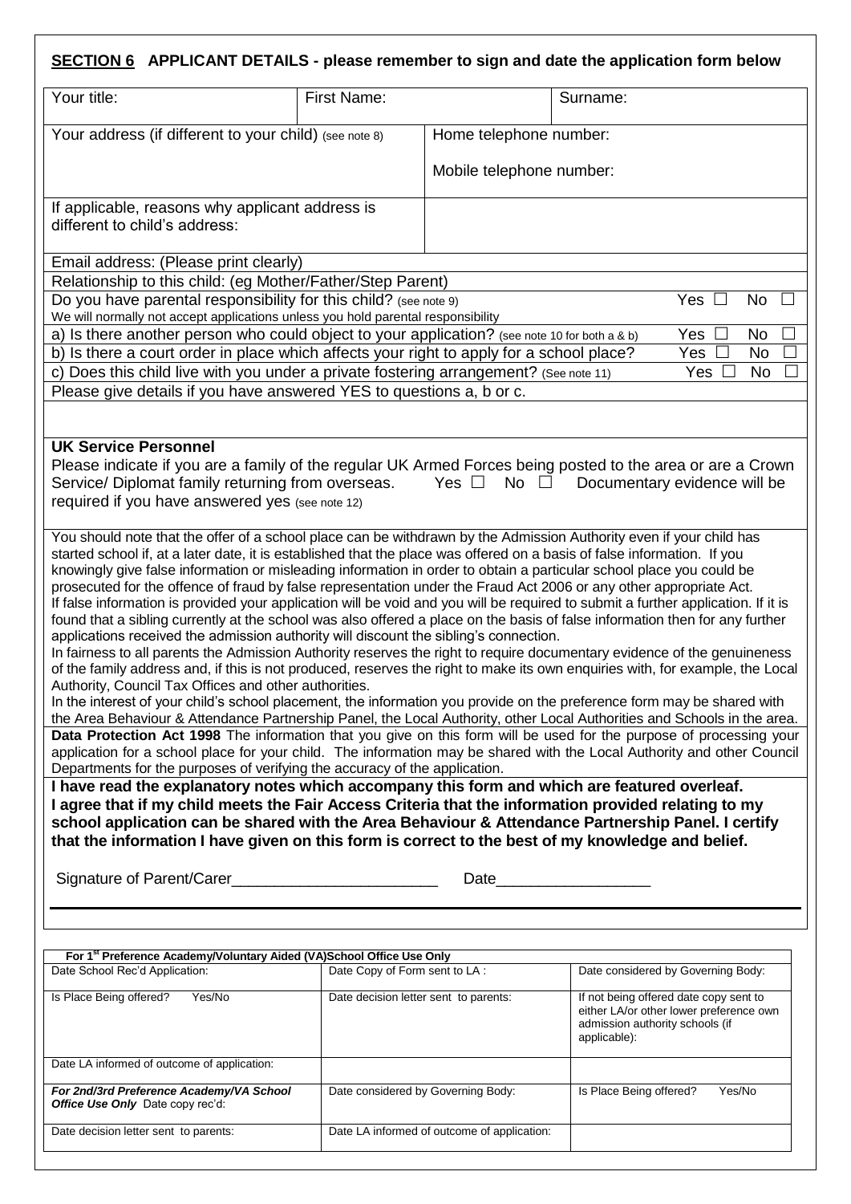## SECTION 6 APPLICANT DETAILS - please remember to sign and date the application form below

| Your title: | First Name: | | Surname: |
|---|---|---|---|
| Your address (if different to your child) (see note 8) | | Home telephone number:<br><br>Mobile telephone number: | |
| If applicable, reasons why applicant address is different to child's address: | | | |

Email address: (Please print clearly)

Relationship to this child: (eg Mother/Father/Step Parent)

Do you have parental responsibility for this child? (see note 9) Yes ☐ No ☐

We will normally not accept applications unless you hold parental responsibility

a) Is there another person who could object to your application? (see note 10 for both a & b) Yes ☐ No ☐

b) Is there a court order in place which affects your right to apply for a school place? Yes ☐ No ☐

c) Does this child live with you under a private fostering arrangement? (See note 11) Yes ☐ No ☐

Please give details if you have answered YES to questions a, b or c.

**UK Service Personnel**

Please indicate if you are a family of the regular UK Armed Forces being posted to the area or are a Crown Service/ Diplomat family returning from overseas. Yes ☐ No ☐ Documentary evidence will be required if you have answered yes (see note 12)

You should note that the offer of a school place can be withdrawn by the Admission Authority even if your child has started school if, at a later date, it is established that the place was offered on a basis of false information. If you knowingly give false information or misleading information in order to obtain a particular school place you could be prosecuted for the offence of fraud by false representation under the Fraud Act 2006 or any other appropriate Act.
If false information is provided your application will be void and you will be required to submit a further application. If it is found that a sibling currently at the school was also offered a place on the basis of false information then for any further applications received the admission authority will discount the sibling's connection.
In fairness to all parents the Admission Authority reserves the right to require documentary evidence of the genuineness of the family address and, if this is not produced, reserves the right to make its own enquiries with, for example, the Local Authority, Council Tax Offices and other authorities.
In the interest of your child's school placement, the information you provide on the preference form may be shared with the Area Behaviour & Attendance Partnership Panel, the Local Authority, other Local Authorities and Schools in the area.

**Data Protection Act 1998** The information that you give on this form will be used for the purpose of processing your application for a school place for your child. The information may be shared with the Local Authority and other Council Departments for the purposes of verifying the accuracy of the application.

**I have read the explanatory notes which accompany this form and which are featured overleaf. I agree that if my child meets the Fair Access Criteria that the information provided relating to my school application can be shared with the Area Behaviour & Attendance Partnership Panel. I certify that the information I have given on this form is correct to the best of my knowledge and belief.**

Signature of Parent/Carer________________________ Date__________________

| For 1st Preference Academy/Voluntary Aided (VA)School Office Use Only | | |
|---|---|---|
| Date School Rec'd Application: | Date Copy of Form sent to LA : | Date considered by Governing Body: |
| Is Place Being offered? Yes/No | Date decision letter sent to parents: | If not being offered date copy sent to either LA/or other lower preference own admission authority schools (if applicable): |
| Date LA informed of outcome of application: | | |
| ***For 2nd/3rd Preference Academy/VA School Office Use Only*** Date copy rec'd: | Date considered by Governing Body: | Is Place Being offered? Yes/No |
| Date decision letter sent to parents: | Date LA informed of outcome of application: | |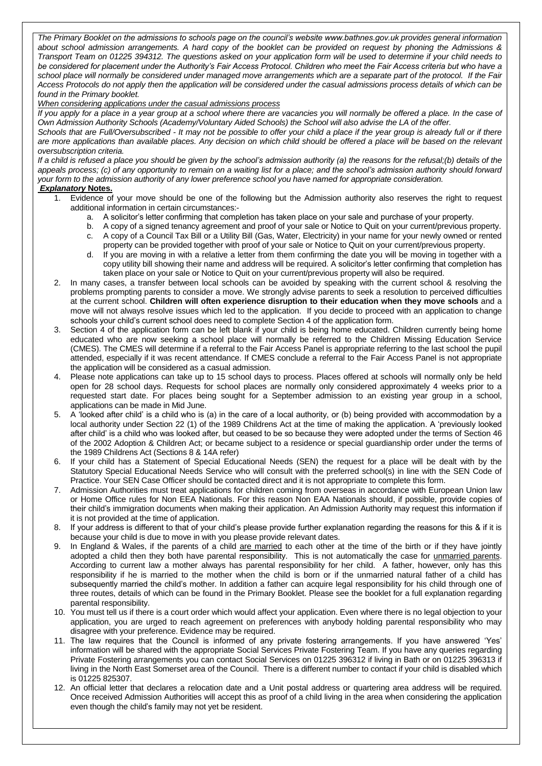*The Primary Booklet on the admissions to schools page on the council's website www.bathnes.gov.uk provides general information about school admission arrangements. A hard copy of the booklet can be provided on request by phoning the Admissions & Transport Team on 01225 394312. The questions asked on your application form will be used to determine if your child needs to be considered for placement under the Authority's Fair Access Protocol. Children who meet the Fair Access criteria but who have a school place will normally be considered under managed move arrangements which are a separate part of the protocol. If the Fair Access Protocols do not apply then the application will be considered under the casual admissions process details of which can be found in the Primary booklet.*

*When considering applications under the casual admissions process*

*If you apply for a place in a year group at a school where there are vacancies you will normally be offered a place. In the case of Own Admission Authority Schools (Academy/Voluntary Aided Schools) the School will also advise the LA of the offer.*

*Schools that are Full/Oversubscribed - It may not be possible to offer your child a place if the year group is already full or if there are more applications than available places. Any decision on which child should be offered a place will be based on the relevant oversubscription criteria.*

*If a child is refused a place you should be given by the school's admission authority (a) the reasons for the refusal;(b) details of the appeals process; (c) of any opportunity to remain on a waiting list for a place; and the school's admission authority should forward your form to the admission authority of any lower preference school you have named for appropriate consideration.*

***Explanatory* Notes.**

1. Evidence of your move should be one of the following but the Admission authority also reserves the right to request additional information in certain circumstances:-
   a. A solicitor's letter confirming that completion has taken place on your sale and purchase of your property.
   b. A copy of a signed tenancy agreement and proof of your sale or Notice to Quit on your current/previous property.
   c. A copy of a Council Tax Bill or a Utility Bill (Gas, Water, Electricity) in your name for your newly owned or rented property can be provided together with proof of your sale or Notice to Quit on your current/previous property.
   d. If you are moving in with a relative a letter from them confirming the date you will be moving in together with a copy utility bill showing their name and address will be required. A solicitor's letter confirming that completion has taken place on your sale or Notice to Quit on your current/previous property will also be required.
2. In many cases, a transfer between local schools can be avoided by speaking with the current school & resolving the problems prompting parents to consider a move. We strongly advise parents to seek a resolution to perceived difficulties at the current school. **Children will often experience disruption to their education when they move schools** and a move will not always resolve issues which led to the application. If you decide to proceed with an application to change schools your child's current school does need to complete Section 4 of the application form.
3. Section 4 of the application form can be left blank if your child is being home educated. Children currently being home educated who are now seeking a school place will normally be referred to the Children Missing Education Service (CMES). The CMES will determine if a referral to the Fair Access Panel is appropriate referring to the last school the pupil attended, especially if it was recent attendance. If CMES conclude a referral to the Fair Access Panel is not appropriate the application will be considered as a casual admission.
4. Please note applications can take up to 15 school days to process. Places offered at schools will normally only be held open for 28 school days. Requests for school places are normally only considered approximately 4 weeks prior to a requested start date. For places being sought for a September admission to an existing year group in a school, applications can be made in Mid June.
5. A 'looked after child' is a child who is (a) in the care of a local authority, or (b) being provided with accommodation by a local authority under Section 22 (1) of the 1989 Childrens Act at the time of making the application. A 'previously looked after child' is a child who was looked after, but ceased to be so because they were adopted under the terms of Section 46 of the 2002 Adoption & Children Act; or became subject to a residence or special guardianship order under the terms of the 1989 Childrens Act (Sections 8 & 14A refer)
6. If your child has a Statement of Special Educational Needs (SEN) the request for a place will be dealt with by the Statutory Special Educational Needs Service who will consult with the preferred school(s) in line with the SEN Code of Practice. Your SEN Case Officer should be contacted direct and it is not appropriate to complete this form.
7. Admission Authorities must treat applications for children coming from overseas in accordance with European Union law or Home Office rules for Non EEA Nationals. For this reason Non EAA Nationals should, if possible, provide copies of their child's immigration documents when making their application. An Admission Authority may request this information if it is not provided at the time of application.
8. If your address is different to that of your child's please provide further explanation regarding the reasons for this & if it is because your child is due to move in with you please provide relevant dates.
9. In England & Wales, if the parents of a child <u>are married</u> to each other at the time of the birth or if they have jointly adopted a child then they both have parental responsibility. This is not automatically the case for <u>unmarried parents</u>. According to current law a mother always has parental responsibility for her child. A father, however, only has this responsibility if he is married to the mother when the child is born or if the unmarried natural father of a child has subsequently married the child's mother. In addition a father can acquire legal responsibility for his child through one of three routes, details of which can be found in the Primary Booklet. Please see the booklet for a full explanation regarding parental responsibility.
10. You must tell us if there is a court order which would affect your application. Even where there is no legal objection to your application, you are urged to reach agreement on preferences with anybody holding parental responsibility who may disagree with your preference. Evidence may be required.
11. The law requires that the Council is informed of any private fostering arrangements. If you have answered 'Yes' information will be shared with the appropriate Social Services Private Fostering Team. If you have any queries regarding Private Fostering arrangements you can contact Social Services on 01225 396312 if living in Bath or on 01225 396313 if living in the North East Somerset area of the Council. There is a different number to contact if your child is disabled which is 01225 825307.
12. An official letter that declares a relocation date and a Unit postal address or quartering area address will be required. Once received Admission Authorities will accept this as proof of a child living in the area when considering the application even though the child's family may not yet be resident.